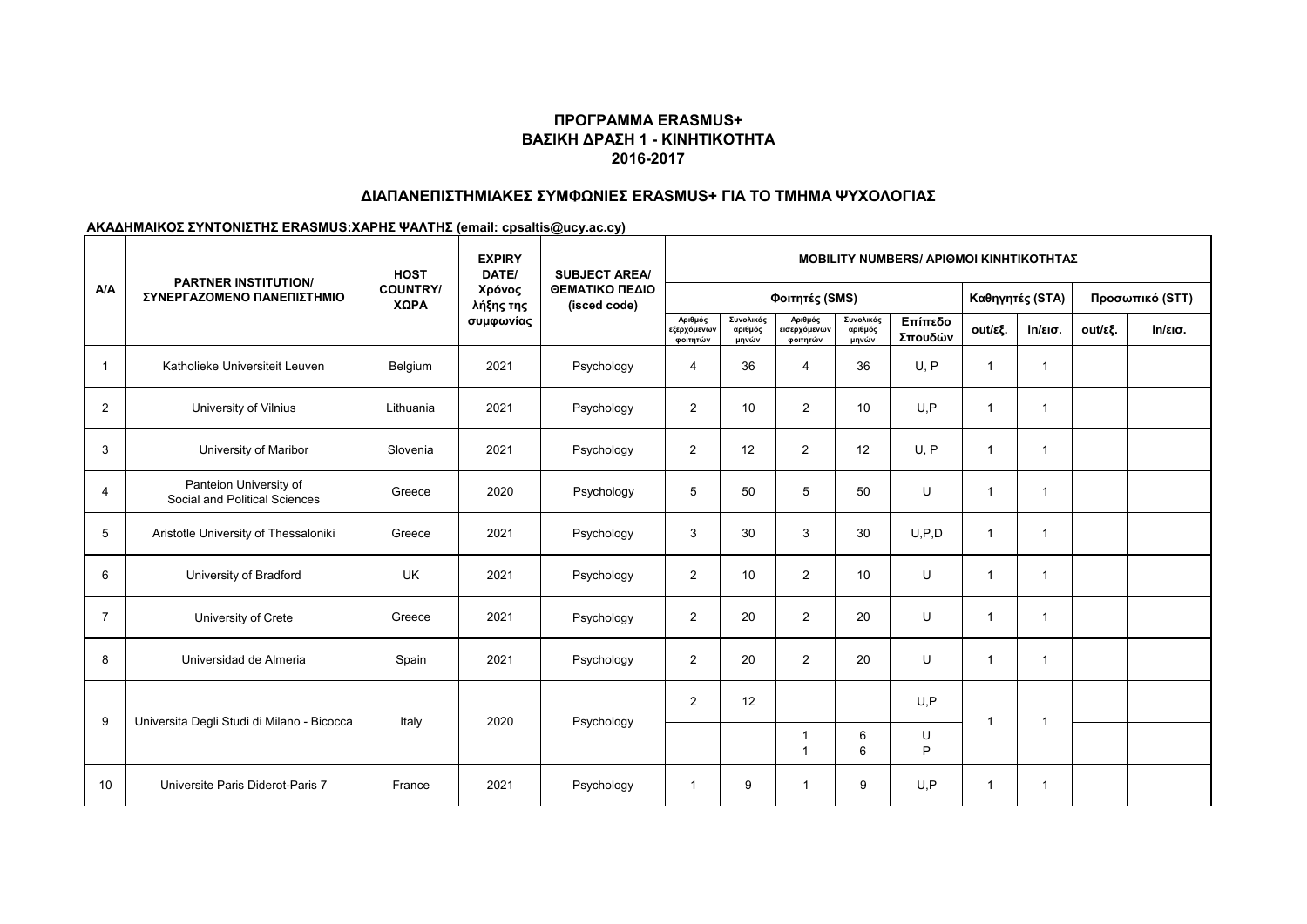**ΠΡΟΓΡΑΜΜΑ ERASMUS+**
**ΒΑΣΙΚΗ ΔΡΑΣΗ 1 - ΚΙΝΗΤΙΚΟΤΗΤΑ**
**2016-2017**

## ΔΙΑΠΑΝΕΠΙΣΤΗΜΙΑΚΕΣ ΣΥΜΦΩΝΙΕΣ ERASMUS+ ΓΙΑ ΤΟ ΤΜΗΜΑ ΨΥΧΟΛΟΓΙΑΣ

**ΑΚΑΔΗΜΑΙΚΟΣ ΣΥΝΤΟΝΙΣΤΗΣ ERASMUS:ΧΑΡΗΣ ΨΑΛΤΗΣ (email: cpsaltis@ucy.ac.cy)**

| A/A | PARTNER INSTITUTION/ ΣΥΝΕΡΓΑΖΟΜΕΝΟ ΠΑΝΕΠΙΣΤΗΜΙΟ | HOST COUNTRY/ ΧΩΡΑ | EXPIRY DATE/ Χρόνος λήξης της συμφωνίας | SUBJECT AREA/ ΘΕΜΑΤΙΚΟ ΠΕΔΙΟ (isced code) | MOBILITY NUMBERS/ ΑΡΙΘΜΟΙ ΚΙΝΗΤΙΚΟΤΗΤΑΣ | | | | | | | | |
|---|---|---|---|---|---|---|---|---|---|---|---|---|---|
| | | | | | Φοιτητές (SMS) | | | | | Καθηγητές (STA) | | Προσωπικό (STT) | |
| | | | | | Αριθμός εξερχόμενων φοιτητών | Συνολικός αριθμός μηνών | Αριθμός εισερχόμενων φοιτητών | Συνολικός αριθμός μηνών | Επίπεδο Σπουδών | out/εξ. | in/εισ. | out/εξ. | in/εισ. |
| 1 | Katholieke Universiteit Leuven | Belgium | 2021 | Psychology | 4 | 36 | 4 | 36 | U, P | 1 | 1 | | |
| 2 | University of Vilnius | Lithuania | 2021 | Psychology | 2 | 10 | 2 | 10 | U,P | 1 | 1 | | |
| 3 | University of Maribor | Slovenia | 2021 | Psychology | 2 | 12 | 2 | 12 | U, P | 1 | 1 | | |
| 4 | Panteion University of Social and Political Sciences | Greece | 2020 | Psychology | 5 | 50 | 5 | 50 | U | 1 | 1 | | |
| 5 | Aristotle University of Thessaloniki | Greece | 2021 | Psychology | 3 | 30 | 3 | 30 | U,P,D | 1 | 1 | | |
| 6 | University of Bradford | UK | 2021 | Psychology | 2 | 10 | 2 | 10 | U | 1 | 1 | | |
| 7 | University of Crete | Greece | 2021 | Psychology | 2 | 20 | 2 | 20 | U | 1 | 1 | | |
| 8 | Universidad de Almeria | Spain | 2021 | Psychology | 2 | 20 | 2 | 20 | U | 1 | 1 | | |
| 9 | Universita Degli Studi di Milano - Bicocca | Italy | 2020 | Psychology | 2 | 12 | | | U,P | 1 | 1 | | |
| | | | | | | | 1<br>1 | 6<br>6 | U<br>P | | | | |
| 10 | Universite Paris Diderot-Paris 7 | France | 2021 | Psychology | 1 | 9 | 1 | 9 | U,P | 1 | 1 | | |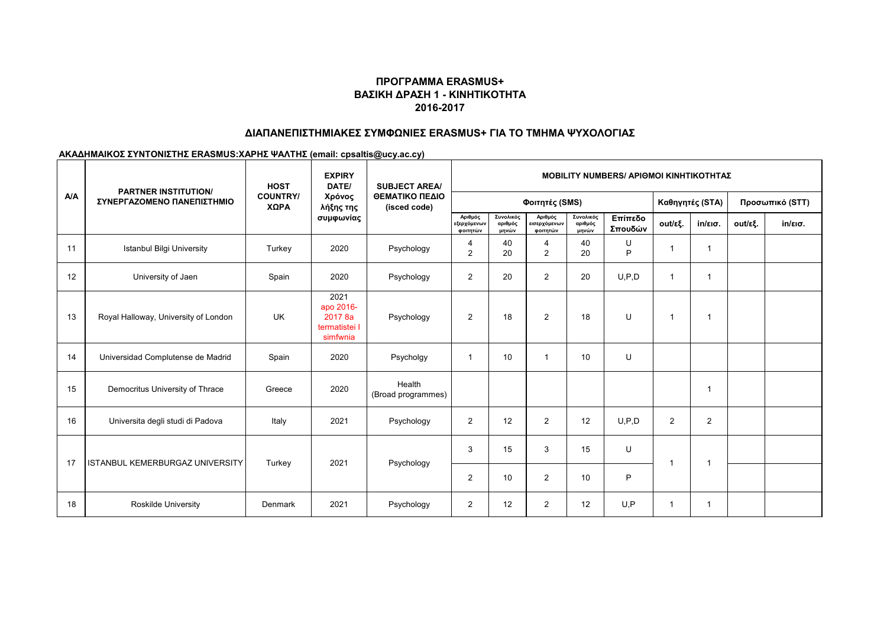**ΠΡΟΓΡΑΜΜΑ ERASMUS+**
**ΒΑΣΙΚΗ ΔΡΑΣΗ 1 - ΚΙΝΗΤΙΚΟΤΗΤΑ**
**2016-2017**

## ΔΙΑΠΑΝΕΠΙΣΤΗΜΙΑΚΕΣ ΣΥΜΦΩΝΙΕΣ ERASMUS+ ΓΙΑ ΤΟ ΤΜΗΜΑ ΨΥΧΟΛΟΓΙΑΣ

**ΑΚΑΔΗΜΑΙΚΟΣ ΣΥΝΤΟΝΙΣΤΗΣ ERASMUS:ΧΑΡΗΣ ΨΑΛΤΗΣ (email: cpsaltis@ucy.ac.cy)**

| A/A | PARTNER INSTITUTION/ ΣΥΝΕΡΓΑΖΟΜΕΝΟ ΠΑΝΕΠΙΣΤΗΜΙΟ | HOST COUNTRY/ ΧΩΡΑ | EXPIRY DATE/ Χρόνος λήξης της συμφωνίας | SUBJECT AREA/ ΘΕΜΑΤΙΚΟ ΠΕΔΙΟ (isced code) | MOBILITY NUMBERS/ ΑΡΙΘΜΟΙ ΚΙΝΗΤΙΚΟΤΗΤΑΣ | | | | | | | | |
|---|---|---|---|---|---|---|---|---|---|---|---|---|---|
| | | | | | Φοιτητές (SMS) | | | | | Καθηγητές (STA) | | Προσωπικό (STT) | |
| | | | | | Αριθμός εξερχόμενων φοιτητών | Συνολικός αριθμός μηνών | Αριθμός εισερχόμενων φοιτητών | Συνολικός αριθμός μηνών | Επίπεδο Σπουδών | out/εξ. | in/εισ. | out/εξ. | in/εισ. |
| 11 | Istanbul Bilgi University | Turkey | 2020 | Psychology | 4<br>2 | 40<br>20 | 4<br>2 | 40<br>20 | U<br>P | 1 | 1 | | |
| 12 | University of Jaen | Spain | 2020 | Psychology | 2 | 20 | 2 | 20 | U,P,D | 1 | 1 | | |
| 13 | Royal Halloway, University of London | UK | 2021 apo 2016-2017 8a termatistei I simfwnia | Psychology | 2 | 18 | 2 | 18 | U | 1 | 1 | | |
| 14 | Universidad Complutense de Madrid | Spain | 2020 | Psycholgy | 1 | 10 | 1 | 10 | U | | | | |
| 15 | Democritus University of Thrace | Greece | 2020 | Health (Broad programmes) | | | | | | | 1 | | |
| 16 | Universita degli studi di Padova | Italy | 2021 | Psychology | 2 | 12 | 2 | 12 | U,P,D | 2 | 2 | | |
| 17 | ISTANBUL KEMERBURGAZ UNIVERSITY | Turkey | 2021 | Psychology | 3 | 15 | 3 | 15 | U | 1 | 1 | | |
| | | | | | 2 | 10 | 2 | 10 | P | | | | |
| 18 | Roskilde University | Denmark | 2021 | Psychology | 2 | 12 | 2 | 12 | U,P | 1 | 1 | | |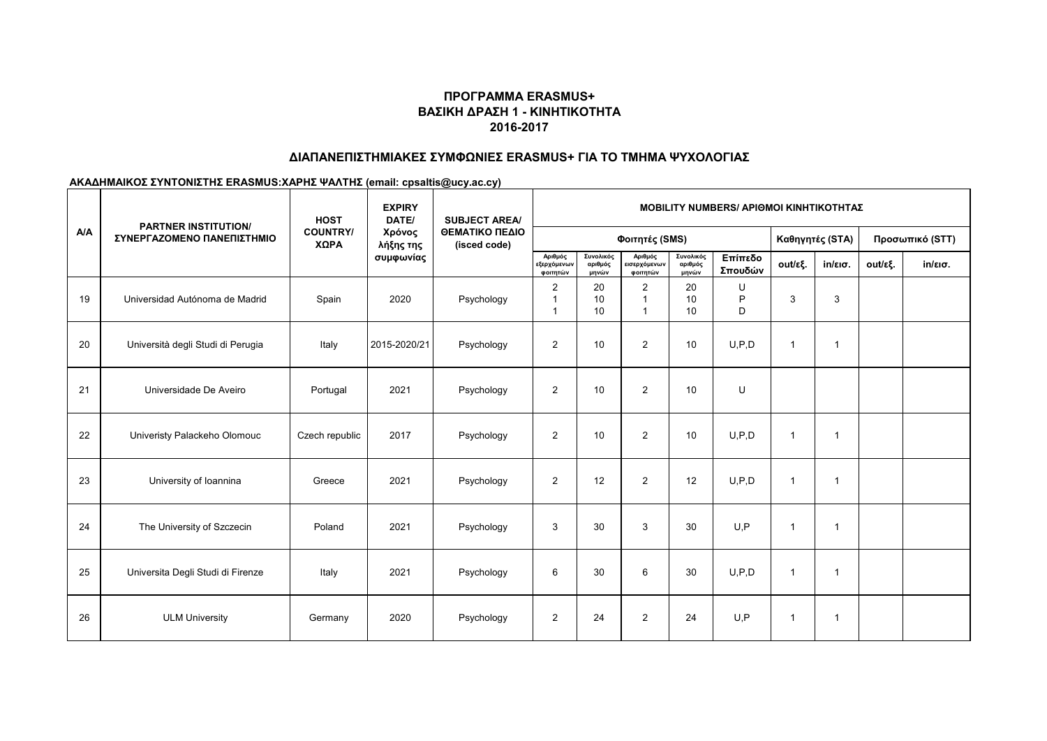**ΠΡΟΓΡΑΜΜΑ ERASMUS+**
**ΒΑΣΙΚΗ ΔΡΑΣΗ 1 - ΚΙΝΗΤΙΚΟΤΗΤΑ**
**2016-2017**

**ΔΙΑΠΑΝΕΠΙΣΤΗΜΙΑΚΕΣ ΣΥΜΦΩΝΙΕΣ ERASMUS+ ΓΙΑ ΤΟ ΤΜΗΜΑ ΨΥΧΟΛΟΓΙΑΣ**

**ΑΚΑΔΗΜΑΙΚΟΣ ΣΥΝΤΟΝΙΣΤΗΣ ERASMUS:ΧΑΡΗΣ ΨΑΛΤΗΣ (email: cpsaltis@ucy.ac.cy)**

| A/A | PARTNER INSTITUTION/ ΣΥΝΕΡΓΑΖΟΜΕΝΟ ΠΑΝΕΠΙΣΤΗΜΙΟ | HOST COUNTRY/ ΧΩΡΑ | EXPIRY DATE/ Χρόνος λήξης της συμφωνίας | SUBJECT AREA/ ΘΕΜΑΤΙΚΟ ΠΕΔΙΟ (isced code) | MOBILITY NUMBERS/ ΑΡΙΘΜΟΙ ΚΙΝΗΤΙΚΟΤΗΤΑΣ | | | | | | | | |
|---|---|---|---|---|---|---|---|---|---|---|---|---|---|
| | | | | | Φοιτητές (SMS) | | | | | Καθηγητές (STA) | | Προσωπικό (STT) | |
| | | | | | Αριθμός εξερχόμενων φοιτητών | Συνολικός αριθμός μηνών | Αριθμός εισερχόμενων φοιτητών | Συνολικός αριθμός μηνών | Επίπεδο Σπουδών | out/εξ. | in/εισ. | out/εξ. | in/εισ. |
| 19 | Universidad Autónoma de Madrid | Spain | 2020 | Psychology | 2<br>1<br>1 | 20<br>10<br>10 | 2<br>1<br>1 | 20<br>10<br>10 | U<br>P<br>D | 3 | 3 | | |
| 20 | Università degli Studi di Perugia | Italy | 2015-2020/21 | Psychology | 2 | 10 | 2 | 10 | U,P,D | 1 | 1 | | |
| 21 | Universidade De Aveiro | Portugal | 2021 | Psychology | 2 | 10 | 2 | 10 | U | | | | |
| 22 | Univeristy Palackeho Olomouc | Czech republic | 2017 | Psychology | 2 | 10 | 2 | 10 | U,P,D | 1 | 1 | | |
| 23 | University of Ioannina | Greece | 2021 | Psychology | 2 | 12 | 2 | 12 | U,P,D | 1 | 1 | | |
| 24 | The University of Szczecin | Poland | 2021 | Psychology | 3 | 30 | 3 | 30 | U,P | 1 | 1 | | |
| 25 | Universita Degli Studi di Firenze | Italy | 2021 | Psychology | 6 | 30 | 6 | 30 | U,P,D | 1 | 1 | | |
| 26 | ULM University | Germany | 2020 | Psychology | 2 | 24 | 2 | 24 | U,P | 1 | 1 | | |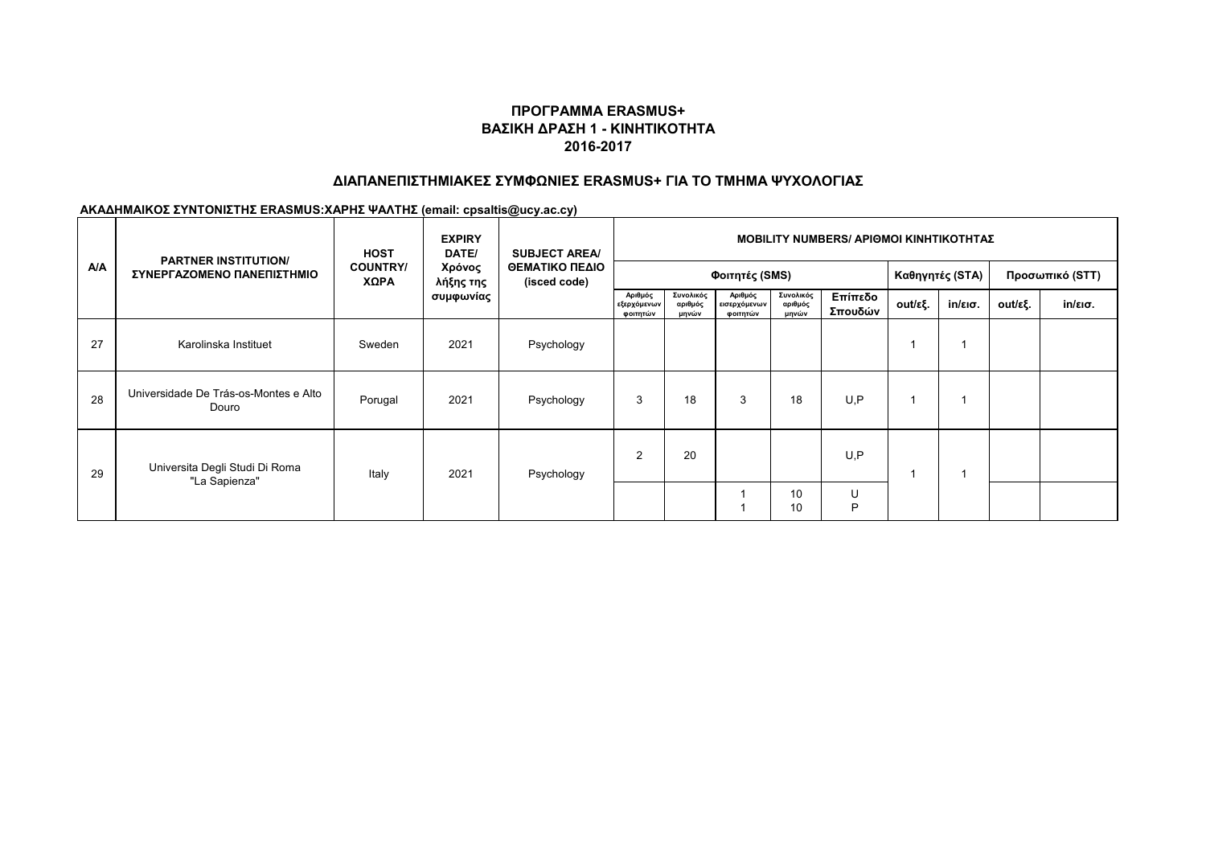**ΠΡΟΓΡΑΜΜΑ ERASMUS+**
**ΒΑΣΙΚΗ ΔΡΑΣΗ 1 - ΚΙΝΗΤΙΚΟΤΗΤΑ**
**2016-2017**

**ΔΙΑΠΑΝΕΠΙΣΤΗΜΙΑΚΕΣ ΣΥΜΦΩΝΙΕΣ ERASMUS+ ΓΙΑ ΤΟ ΤΜΗΜΑ ΨΥΧΟΛΟΓΙΑΣ**

**ΑΚΑΔΗΜΑΙΚΟΣ ΣΥΝΤΟΝΙΣΤΗΣ ERASMUS:ΧΑΡΗΣ ΨΑΛΤΗΣ (email: cpsaltis@ucy.ac.cy)**

| A/A | PARTNER INSTITUTION/ ΣΥΝΕΡΓΑΖΟΜΕΝΟ ΠΑΝΕΠΙΣΤΗΜΙΟ | HOST COUNTRY/ ΧΩΡΑ | EXPIRY DATE/ Χρόνος λήξης της συμφωνίας | SUBJECT AREA/ ΘΕΜΑΤΙΚΟ ΠΕΔΙΟ (isced code) | MOBILITY NUMBERS/ ΑΡΙΘΜΟΙ ΚΙΝΗΤΙΚΟΤΗΤΑΣ | | | | | | | | |
|---|---|---|---|---|---|---|---|---|---|---|---|---|---|
| | | | | | Φοιτητές (SMS) | | | | | Καθηγητές (STA) | | Προσωπικό (STT) | |
| | | | | | Αριθμός εξερχόμενων φοιτητών | Συνολικός αριθμός μηνών | Αριθμός εισερχόμενων φοιτητών | Συνολικός αριθμός μηνών | Επίπεδο Σπουδών | out/εξ. | in/εισ. | out/εξ. | in/εισ. |
| 27 | Karolinska Instituet | Sweden | 2021 | Psychology | | | | | | 1 | 1 | | |
| 28 | Universidade De Trás-os-Montes e Alto Douro | Porugal | 2021 | Psychology | 3 | 18 | 3 | 18 | U,P | 1 | 1 | | |
| 29 | Universita Degli Studi Di Roma "La Sapienza" | Italy | 2021 | Psychology | 2 | 20 | | | U,P | 1 | 1 | | |
| | | | | | | | 1<br>1 | 10<br>10 | U<br>P | | | | |